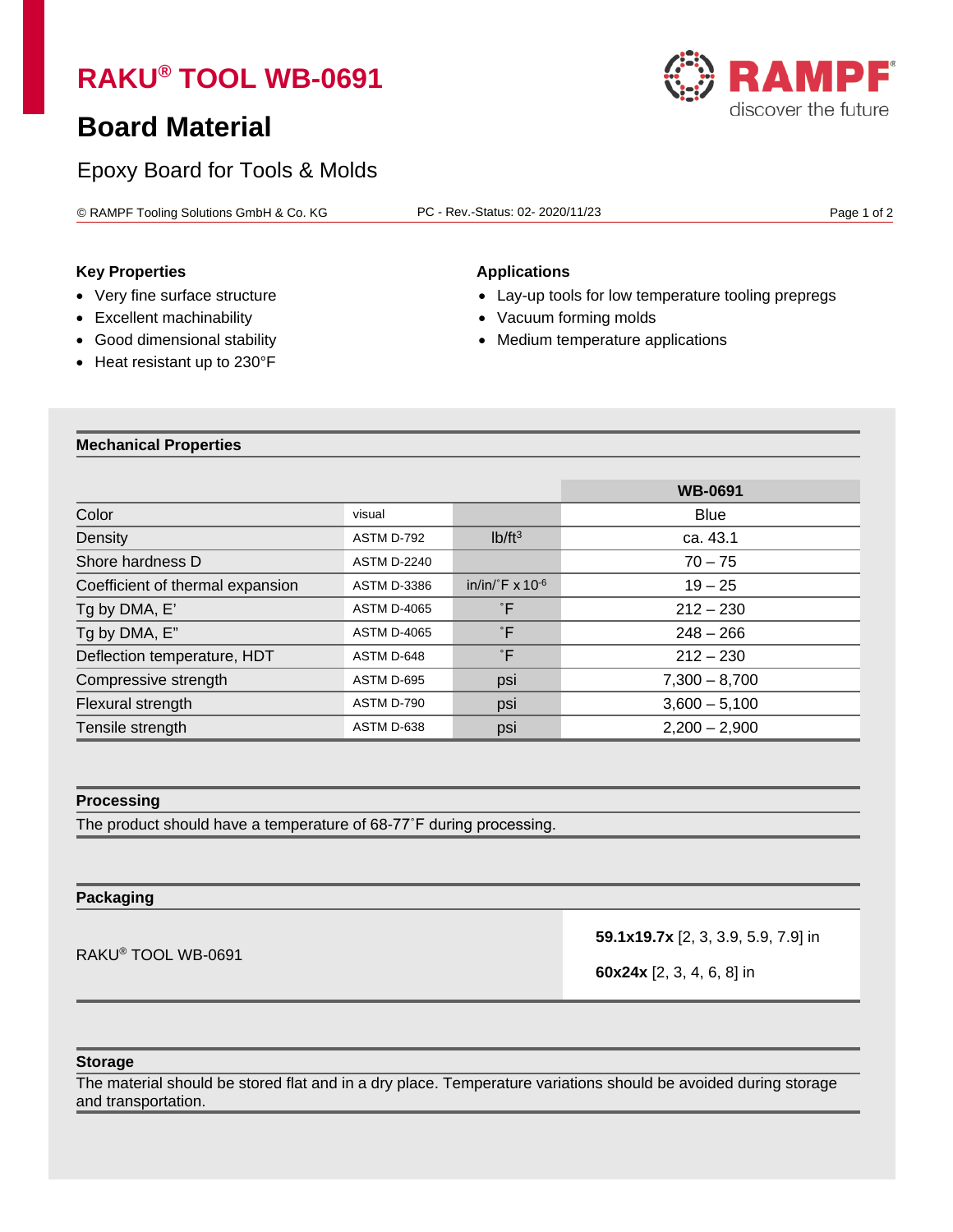# RAKU® TOOL WB-0691

## Board Material

Epoxy Board for Tools & Molds

© RAMPF Tooling Solutions GmbH & Co. KG PC - Rev.-Status: 02- 2020/11/23

### Key Properties

- Very fine surface structure
- Excellent machinability
- Good dimensional stability
- Heat resistant up to 230°F

### Applications

- Lay-up tools for low temperature tooling prepregs
- Vacuum forming molds
- Medium temperature applications

### Mechanical Properties

| | | | WB-0691 |
|---|---|---|---|
| Color | visual | | Blue |
| Density | ASTM D-792 | lb/ft³ | ca. 43.1 |
| Shore hardness D | ASTM D-2240 | | 70 – 75 |
| Coefficient of thermal expansion | ASTM D-3386 | in/in/˚F x $10^{-6}$ | 19 – 25 |
| Tg by DMA, E’ | ASTM D-4065 | ˚F | 212 – 230 |
| Tg by DMA, E” | ASTM D-4065 | ˚F | 248 – 266 |
| Deflection temperature, HDT | ASTM D-648 | ˚F | 212 – 230 |
| Compressive strength | ASTM D-695 | psi | 7,300 – 8,700 |
| Flexural strength | ASTM D-790 | psi | 3,600 – 5,100 |
| Tensile strength | ASTM D-638 | psi | 2,200 – 2,900 |

### Processing

The product should have a temperature of 68-77˚F during processing.

### Packaging

| | |
|---|---|
| RAKU® TOOL WB-0691 | **59.1x19.7x** [2, 3, 3.9, 5.9, 7.9] in<br>**60x24x** [2, 3, 4, 6, 8] in |

### Storage

The material should be stored flat and in a dry place. Temperature variations should be avoided during storage and transportation.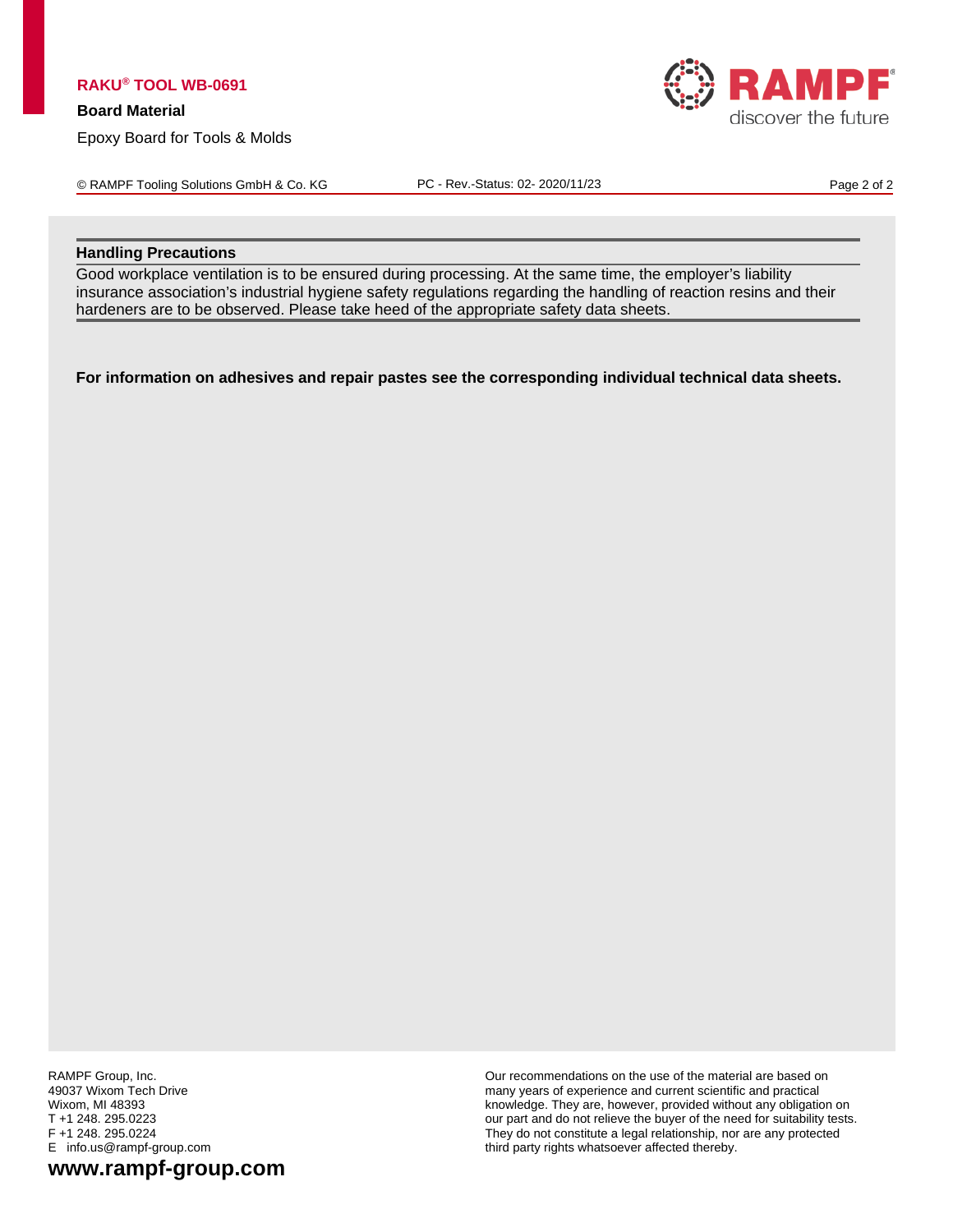### Handling Precautions

Good workplace ventilation is to be ensured during processing. At the same time, the employer's liability insurance association's industrial hygiene safety regulations regarding the handling of reaction resins and their hardeners are to be observed. Please take heed of the appropriate safety data sheets.

**For information on adhesives and repair pastes see the corresponding individual technical data sheets.**

RAMPF Group, Inc.
49037 Wixom Tech Drive
Wixom, MI 48393
T +1 248. 295.0223
F +1 248. 295.0224
E info.us@rampf-group.com

**www.rampf-group.com**

Our recommendations on the use of the material are based on many years of experience and current scientific and practical knowledge. They are, however, provided without any obligation on our part and do not relieve the buyer of the need for suitability tests. They do not constitute a legal relationship, nor are any protected third party rights whatsoever affected thereby.